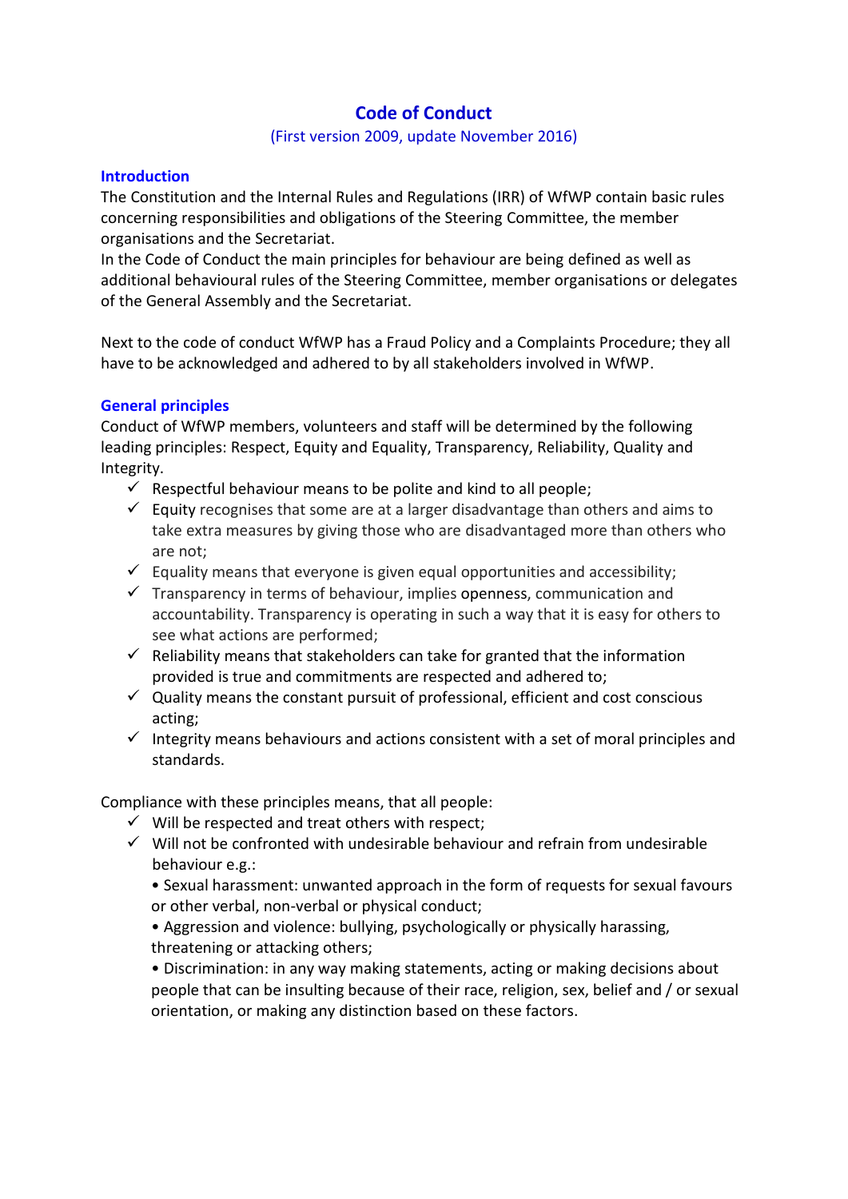# Code of Conduct

(First version 2009, update November 2016)

## Introduction

The Constitution and the Internal Rules and Regulations (IRR) of WfWP contain basic rules concerning responsibilities and obligations of the Steering Committee, the member organisations and the Secretariat.
In the Code of Conduct the main principles for behaviour are being defined as well as additional behavioural rules of the Steering Committee, member organisations or delegates of the General Assembly and the Secretariat.

Next to the code of conduct WfWP has a Fraud Policy and a Complaints Procedure; they all have to be acknowledged and adhered to by all stakeholders involved in WfWP.

## General principles

Conduct of WfWP members, volunteers and staff will be determined by the following leading principles: Respect, Equity and Equality, Transparency, Reliability, Quality and Integrity.

- ✓ Respectful behaviour means to be polite and kind to all people;
- ✓ Equity recognises that some are at a larger disadvantage than others and aims to take extra measures by giving those who are disadvantaged more than others who are not;
- ✓ Equality means that everyone is given equal opportunities and accessibility;
- ✓ Transparency in terms of behaviour, implies openness, communication and accountability. Transparency is operating in such a way that it is easy for others to see what actions are performed;
- ✓ Reliability means that stakeholders can take for granted that the information provided is true and commitments are respected and adhered to;
- ✓ Quality means the constant pursuit of professional, efficient and cost conscious acting;
- ✓ Integrity means behaviours and actions consistent with a set of moral principles and standards.

Compliance with these principles means, that all people:

- ✓ Will be respected and treat others with respect;
- ✓ Will not be confronted with undesirable behaviour and refrain from undesirable behaviour e.g.:
  - Sexual harassment: unwanted approach in the form of requests for sexual favours or other verbal, non-verbal or physical conduct;
  - Aggression and violence: bullying, psychologically or physically harassing, threatening or attacking others;
  - Discrimination: in any way making statements, acting or making decisions about people that can be insulting because of their race, religion, sex, belief and / or sexual orientation, or making any distinction based on these factors.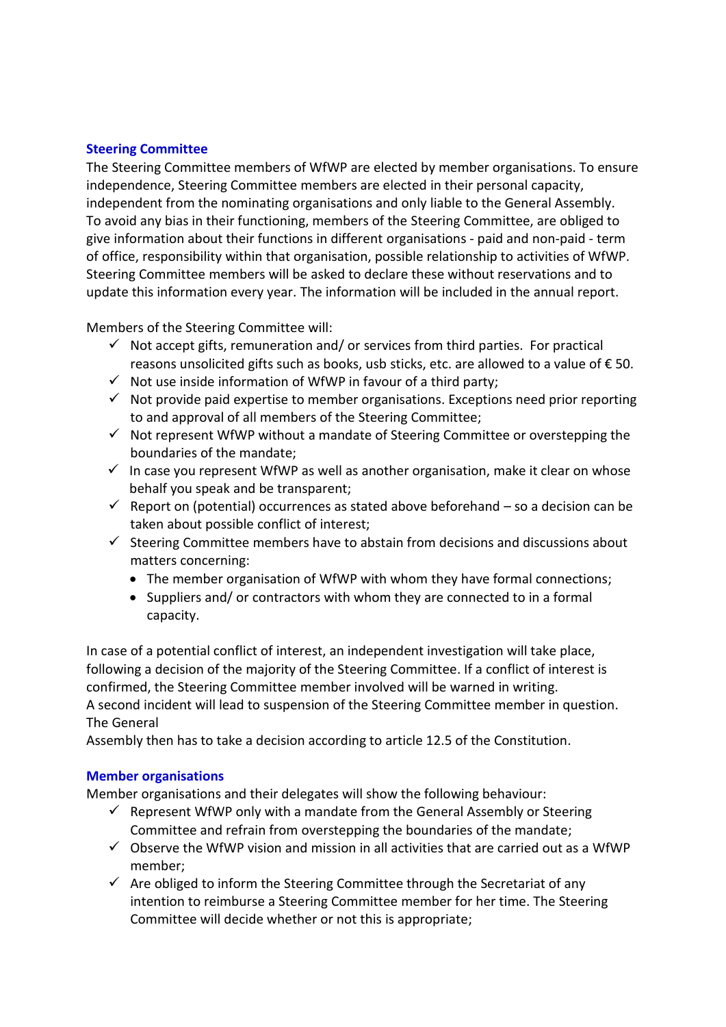## Steering Committee

The Steering Committee members of WfWP are elected by member organisations. To ensure independence, Steering Committee members are elected in their personal capacity, independent from the nominating organisations and only liable to the General Assembly. To avoid any bias in their functioning, members of the Steering Committee, are obliged to give information about their functions in different organisations - paid and non-paid - term of office, responsibility within that organisation, possible relationship to activities of WfWP. Steering Committee members will be asked to declare these without reservations and to update this information every year. The information will be included in the annual report.

Members of the Steering Committee will:

- ✓ Not accept gifts, remuneration and/ or services from third parties. For practical reasons unsolicited gifts such as books, usb sticks, etc. are allowed to a value of € 50.
- ✓ Not use inside information of WfWP in favour of a third party;
- ✓ Not provide paid expertise to member organisations. Exceptions need prior reporting to and approval of all members of the Steering Committee;
- ✓ Not represent WfWP without a mandate of Steering Committee or overstepping the boundaries of the mandate;
- ✓ In case you represent WfWP as well as another organisation, make it clear on whose behalf you speak and be transparent;
- ✓ Report on (potential) occurrences as stated above beforehand – so a decision can be taken about possible conflict of interest;
- ✓ Steering Committee members have to abstain from decisions and discussions about matters concerning:
  - The member organisation of WfWP with whom they have formal connections;
  - Suppliers and/ or contractors with whom they are connected to in a formal capacity.

In case of a potential conflict of interest, an independent investigation will take place, following a decision of the majority of the Steering Committee. If a conflict of interest is confirmed, the Steering Committee member involved will be warned in writing.
A second incident will lead to suspension of the Steering Committee member in question. The General
Assembly then has to take a decision according to article 12.5 of the Constitution.

## Member organisations

Member organisations and their delegates will show the following behaviour:

- ✓ Represent WfWP only with a mandate from the General Assembly or Steering Committee and refrain from overstepping the boundaries of the mandate;
- ✓ Observe the WfWP vision and mission in all activities that are carried out as a WfWP member;
- ✓ Are obliged to inform the Steering Committee through the Secretariat of any intention to reimburse a Steering Committee member for her time. The Steering Committee will decide whether or not this is appropriate;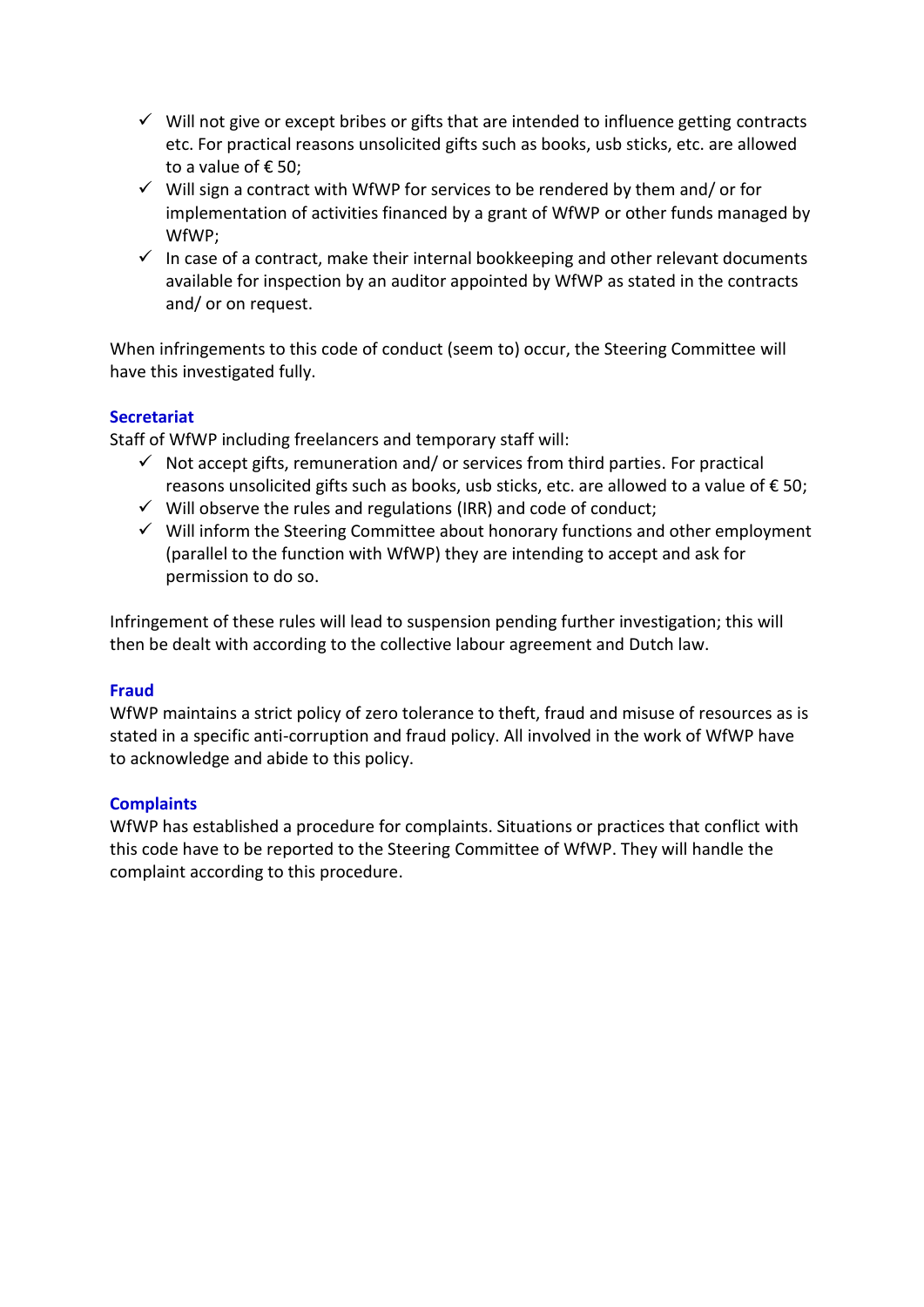- ✓ Will not give or except bribes or gifts that are intended to influence getting contracts etc. For practical reasons unsolicited gifts such as books, usb sticks, etc. are allowed to a value of € 50;
- ✓ Will sign a contract with WfWP for services to be rendered by them and/ or for implementation of activities financed by a grant of WfWP or other funds managed by WfWP;
- ✓ In case of a contract, make their internal bookkeeping and other relevant documents available for inspection by an auditor appointed by WfWP as stated in the contracts and/ or on request.

When infringements to this code of conduct (seem to) occur, the Steering Committee will have this investigated fully.

### Secretariat

Staff of WfWP including freelancers and temporary staff will:

- ✓ Not accept gifts, remuneration and/ or services from third parties. For practical reasons unsolicited gifts such as books, usb sticks, etc. are allowed to a value of € 50;
- ✓ Will observe the rules and regulations (IRR) and code of conduct;
- ✓ Will inform the Steering Committee about honorary functions and other employment (parallel to the function with WfWP) they are intending to accept and ask for permission to do so.

Infringement of these rules will lead to suspension pending further investigation; this will then be dealt with according to the collective labour agreement and Dutch law.

### Fraud

WfWP maintains a strict policy of zero tolerance to theft, fraud and misuse of resources as is stated in a specific anti-corruption and fraud policy. All involved in the work of WfWP have to acknowledge and abide to this policy.

### Complaints

WfWP has established a procedure for complaints. Situations or practices that conflict with this code have to be reported to the Steering Committee of WfWP. They will handle the complaint according to this procedure.